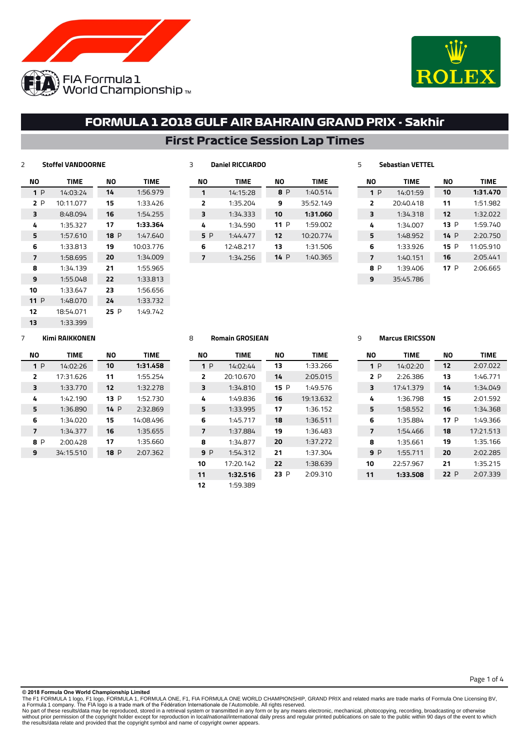FIA Formula 1 World Championship

# FORMULA 1 2018 GULF AIR BAHRAIN GRAND PRIX - Sakhir

## First Practice Session Lap Times

### 2 Stoffel VANDOORNE

| NO | TIME | NO | TIME |
|---|---|---|---|
| 1 P | 14:03:24 | 14 | 1:56.979 |
| 2 P | 10:11.077 | 15 | 1:33.426 |
| 3 | 8:48.094 | 16 | 1:54.255 |
| 4 | 1:35.327 | 17 | **1:33.364** |
| 5 | 1:57.610 | 18 P | 1:47.640 |
| 6 | 1:33.813 | 19 | 10:03.776 |
| 7 | 1:58.695 | 20 | 1:34.009 |
| 8 | 1:34.139 | 21 | 1:55.965 |
| 9 | 1:55.048 | 22 | 1:33.813 |
| 10 | 1:33.647 | 23 | 1:56.656 |
| 11 P | 1:48.070 | 24 | 1:33.732 |
| 12 | 18:54.071 | 25 P | 1:49.742 |
| 13 | 1:33.399 | | |

### 3 Daniel RICCIARDO

| NO | TIME | NO | TIME |
|---|---|---|---|
| 1 | 14:15:28 | 8 P | 1:40.514 |
| 2 | 1:35.204 | 9 | 35:52.149 |
| 3 | 1:34.333 | 10 | **1:31.060** |
| 4 | 1:34.590 | 11 P | 1:59.002 |
| 5 P | 1:44.477 | 12 | 10:20.774 |
| 6 | 12:48.217 | 13 | 1:31.506 |
| 7 | 1:34.256 | 14 P | 1:40.365 |

### 5 Sebastian VETTEL

| NO | TIME | NO | TIME |
|---|---|---|---|
| 1 P | 14:01:59 | 10 | **1:31.470** |
| 2 | 20:40.418 | 11 | 1:51.982 |
| 3 | 1:34.318 | 12 | 1:32.022 |
| 4 | 1:34.007 | 13 P | 1:59.740 |
| 5 | 1:48.952 | 14 P | 2:20.750 |
| 6 | 1:33.926 | 15 P | 11:05.910 |
| 7 | 1:40.151 | 16 | 2:05.441 |
| 8 P | 1:39.406 | 17 P | 2:06.665 |
| 9 | 35:45.786 | | |

### 7 Kimi RAIKKONEN

| NO | TIME | NO | TIME |
|---|---|---|---|
| 1 P | 14:02:26 | 10 | **1:31.458** |
| 2 | 17:31.626 | 11 | 1:55.254 |
| 3 | 1:33.770 | 12 | 1:32.278 |
| 4 | 1:42.190 | 13 P | 1:52.730 |
| 5 | 1:36.890 | 14 P | 2:32.869 |
| 6 | 1:34.020 | 15 | 14:08.496 |
| 7 | 1:34.377 | 16 | 1:35.655 |
| 8 P | 2:00.428 | 17 | 1:35.660 |
| 9 | 34:15.510 | 18 P | 2:07.362 |

### 8 Romain GROSJEAN

| NO | TIME | NO | TIME |
|---|---|---|---|
| 1 P | 14:02:44 | 13 | 1:33.266 |
| 2 | 20:10.670 | 14 | 2:05.015 |
| 3 | 1:34.810 | 15 P | 1:49.576 |
| 4 | 1:49.836 | 16 | 19:13.632 |
| 5 | 1:33.995 | 17 | 1:36.152 |
| 6 | 1:45.717 | 18 | 1:36.511 |
| 7 | 1:37.884 | 19 | 1:36.483 |
| 8 | 1:34.877 | 20 | 1:37.272 |
| 9 P | 1:54.312 | 21 | 1:37.304 |
| 10 | 17:20.142 | 22 | 1:38.639 |
| 11 | **1:32.516** | 23 P | 2:09.310 |
| 12 | 1:59.389 | | |

### 9 Marcus ERICSSON

| NO | TIME | NO | TIME |
|---|---|---|---|
| 1 P | 14:02:20 | 12 | 2:07.022 |
| 2 P | 2:26.386 | 13 | 1:46.771 |
| 3 | 17:41.379 | 14 | 1:34.049 |
| 4 | 1:36.798 | 15 | 2:01.592 |
| 5 | 1:58.552 | 16 | 1:34.368 |
| 6 | 1:35.884 | 17 P | 1:49.366 |
| 7 | 1:54.466 | 18 | 17:21.513 |
| 8 | 1:35.661 | 19 | 1:35.166 |
| 9 P | 1:55.711 | 20 | 2:02.285 |
| 10 | 22:57.967 | 21 | 1:35.215 |
| 11 | **1:33.508** | 22 P | 2:07.339 |

**© 2018 Formula One World Championship Limited**
The F1 FORMULA 1 logo, F1 logo, FORMULA 1, FORMULA ONE, F1, FIA FORMULA ONE WORLD CHAMPIONSHIP, GRAND PRIX and related marks are trade marks of Formula One Licensing BV, a Formula 1 company. The FIA logo is a trade mark of the Fédération Internationale de l'Automobile. All rights reserved.
No part of these results/data may be reproduced, stored in a retrieval system or transmitted in any form or by any means electronic, mechanical, photocopying, recording, broadcasting or otherwise without prior permission of the copyright holder except for reproduction in local/national/international daily press and regular printed publications on sale to the public within 90 days of the event to which the results/data relate and provided that the copyright symbol and name of copyright owner appears.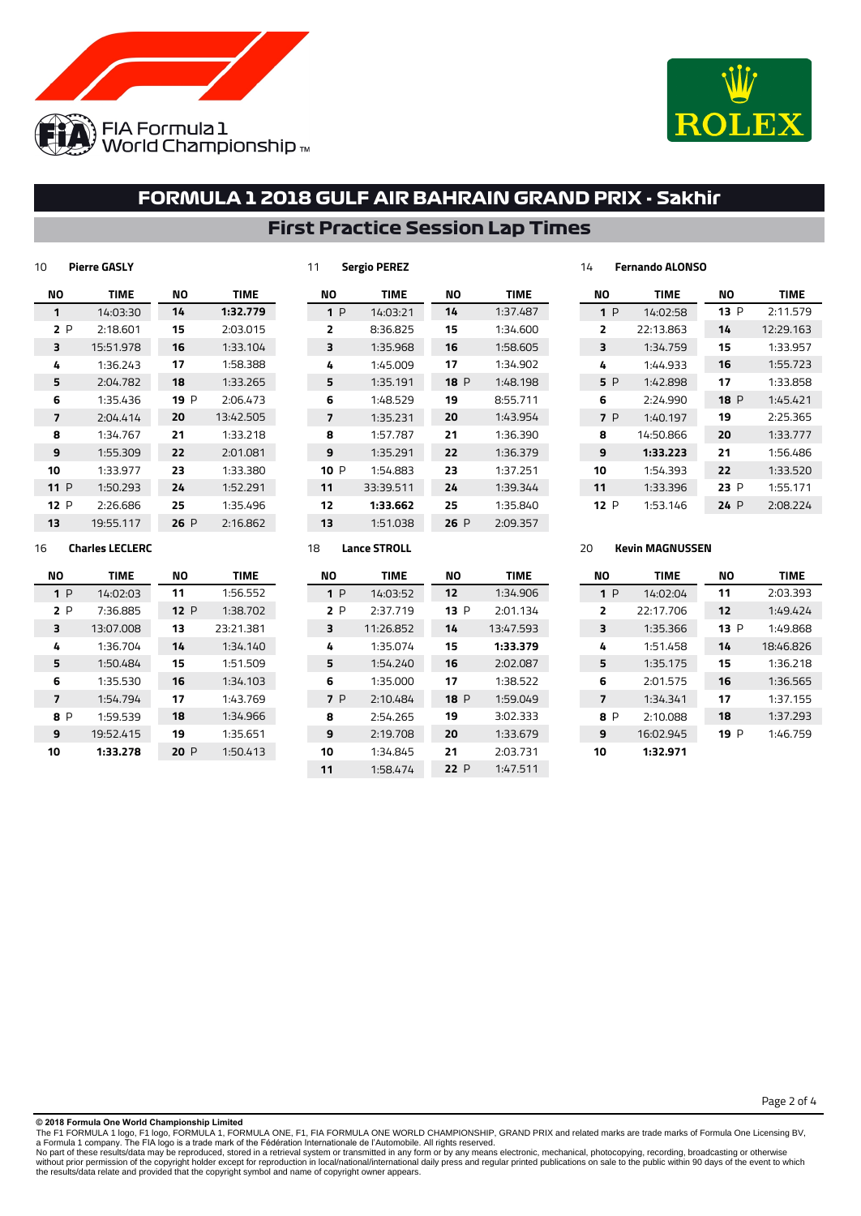# FORMULA 1 2018 GULF AIR BAHRAIN GRAND PRIX - Sakhir

## First Practice Session Lap Times

### 10 Pierre GASLY

| NO | TIME | NO | TIME |
|---|---|---|---|
| 1 | 14:03:30 | 14 | **1:32.779** |
| 2 P | 2:18.601 | 15 | 2:03.015 |
| 3 | 15:51.978 | 16 | 1:33.104 |
| 4 | 1:36.243 | 17 | 1:58.388 |
| 5 | 2:04.782 | 18 | 1:33.265 |
| 6 | 1:35.436 | 19 P | 2:06.473 |
| 7 | 2:04.414 | 20 | 13:42.505 |
| 8 | 1:34.767 | 21 | 1:33.218 |
| 9 | 1:55.309 | 22 | 2:01.081 |
| 10 | 1:33.977 | 23 | 1:33.380 |
| 11 P | 1:50.293 | 24 | 1:52.291 |
| 12 P | 2:26.686 | 25 | 1:35.496 |
| 13 | 19:55.117 | 26 P | 2:16.862 |

### 11 Sergio PEREZ

| NO | TIME | NO | TIME |
|---|---|---|---|
| 1 P | 14:03:21 | 14 | 1:37.487 |
| 2 | 8:36.825 | 15 | 1:34.600 |
| 3 | 1:35.968 | 16 | 1:58.605 |
| 4 | 1:45.009 | 17 | 1:34.902 |
| 5 | 1:35.191 | 18 P | 1:48.198 |
| 6 | 1:48.529 | 19 | 8:55.711 |
| 7 | 1:35.231 | 20 | 1:43.954 |
| 8 | 1:57.787 | 21 | 1:36.390 |
| 9 | 1:35.291 | 22 | 1:36.379 |
| 10 P | 1:54.883 | 23 | 1:37.251 |
| 11 | 33:39.511 | 24 | 1:39.344 |
| 12 | **1:33.662** | 25 | 1:35.840 |
| 13 | 1:51.038 | 26 P | 2:09.357 |

### 14 Fernando ALONSO

| NO | TIME | NO | TIME |
|---|---|---|---|
| 1 P | 14:02:58 | 13 P | 2:11.579 |
| 2 | 22:13.863 | 14 | 12:29.163 |
| 3 | 1:34.759 | 15 | 1:33.957 |
| 4 | 1:44.933 | 16 | 1:55.723 |
| 5 P | 1:42.898 | 17 | 1:33.858 |
| 6 | 2:24.990 | 18 P | 1:45.421 |
| 7 P | 1:40.197 | 19 | 2:25.365 |
| 8 | 14:50.866 | 20 | 1:33.777 |
| 9 | **1:33.223** | 21 | 1:56.486 |
| 10 | 1:54.393 | 22 | 1:33.520 |
| 11 | 1:33.396 | 23 P | 1:55.171 |
| 12 P | 1:53.146 | 24 P | 2:08.224 |

### 16 Charles LECLERC

| NO | TIME | NO | TIME |
|---|---|---|---|
| 1 P | 14:02:03 | 11 | 1:56.552 |
| 2 P | 7:36.885 | 12 P | 1:38.702 |
| 3 | 13:07.008 | 13 | 23:21.381 |
| 4 | 1:36.704 | 14 | 1:34.140 |
| 5 | 1:50.484 | 15 | 1:51.509 |
| 6 | 1:35.530 | 16 | 1:34.103 |
| 7 | 1:54.794 | 17 | 1:43.769 |
| 8 P | 1:59.539 | 18 | 1:34.966 |
| 9 | 19:52.415 | 19 | 1:35.651 |
| 10 | **1:33.278** | 20 P | 1:50.413 |

### 18 Lance STROLL

| NO | TIME | NO | TIME |
|---|---|---|---|
| 1 P | 14:03:52 | 12 | 1:34.906 |
| 2 P | 2:37.719 | 13 P | 2:01.134 |
| 3 | 11:26.852 | 14 | 13:47.593 |
| 4 | 1:35.074 | 15 | **1:33.379** |
| 5 | 1:54.240 | 16 | 2:02.087 |
| 6 | 1:35.000 | 17 | 1:38.522 |
| 7 P | 2:10.484 | 18 P | 1:59.049 |
| 8 | 2:54.265 | 19 | 3:02.333 |
| 9 | 2:19.708 | 20 | 1:33.679 |
| 10 | 1:34.845 | 21 | 2:03.731 |
| 11 | 1:58.474 | 22 P | 1:47.511 |

### 20 Kevin MAGNUSSEN

| NO | TIME | NO | TIME |
|---|---|---|---|
| 1 P | 14:02:04 | 11 | 2:03.393 |
| 2 | 22:17.706 | 12 | 1:49.424 |
| 3 | 1:35.366 | 13 P | 1:49.868 |
| 4 | 1:51.458 | 14 | 18:46.826 |
| 5 | 1:35.175 | 15 | 1:36.218 |
| 6 | 2:01.575 | 16 | 1:36.565 |
| 7 | 1:34.341 | 17 | 1:37.155 |
| 8 P | 2:10.088 | 18 | 1:37.293 |
| 9 | 16:02.945 | 19 P | 1:46.759 |
| 10 | **1:32.971** | | |

**© 2018 Formula One World Championship Limited**
The F1 FORMULA 1 logo, F1 logo, FORMULA 1, FORMULA ONE, F1, FIA FORMULA ONE WORLD CHAMPIONSHIP, GRAND PRIX and related marks are trade marks of Formula One Licensing BV, a Formula 1 company. The FIA logo is a trade mark of the Fédération Internationale de l'Automobile. All rights reserved.
No part of these results/data may be reproduced, stored in a retrieval system or transmitted in any form or by any means electronic, mechanical, photocopying, recording, broadcasting or otherwise without prior permission of the copyright holder except for reproduction in local/national/international daily press and regular printed publications on sale to the public within 90 days of the event to which the results/data relate and provided that the copyright symbol and name of copyright owner appears.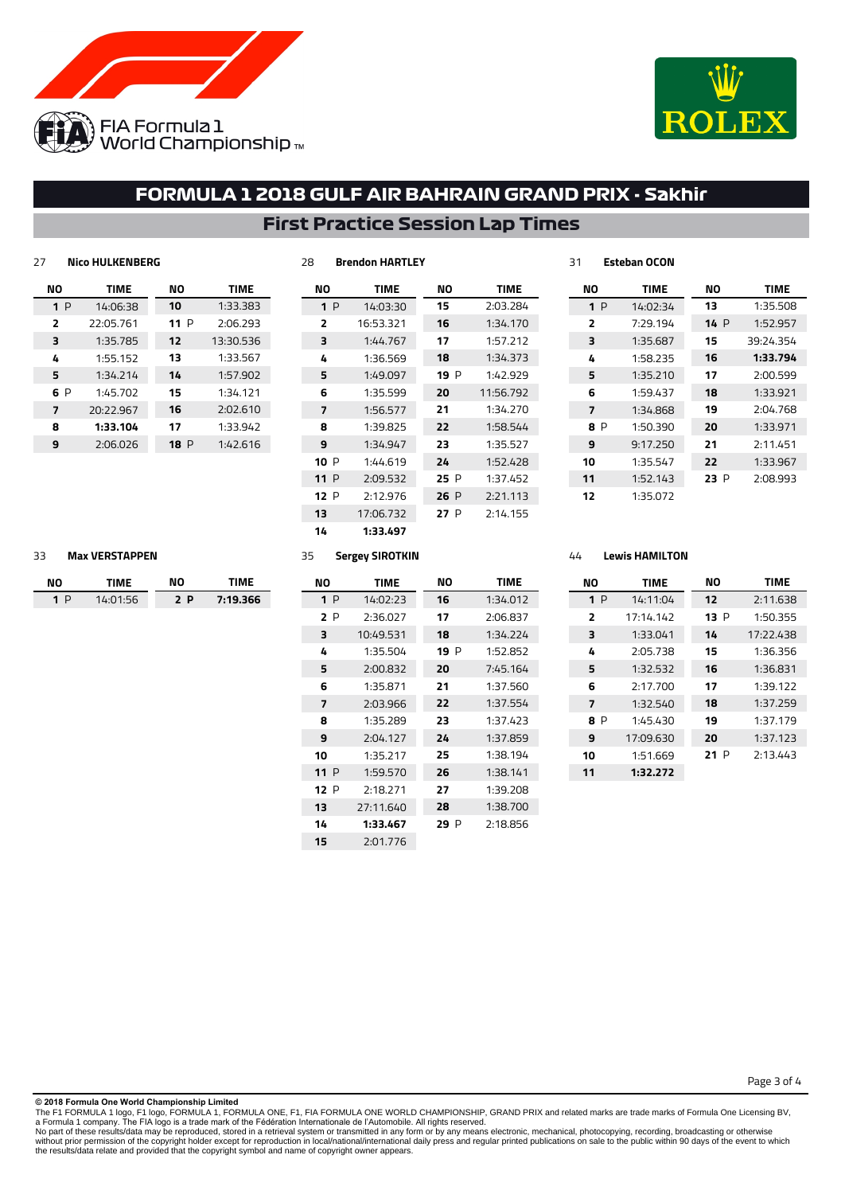# FORMULA 1 2018 GULF AIR BAHRAIN GRAND PRIX - Sakhir

## First Practice Session Lap Times

### 27 Nico HULKENBERG

| NO | TIME | NO | TIME |
|---|---|---|---|
| 1 P | 14:06:38 | 10 | 1:33.383 |
| 2 | 22:05.761 | 11 P | 2:06.293 |
| 3 | 1:35.785 | 12 | 13:30.536 |
| 4 | 1:55.152 | 13 | 1:33.567 |
| 5 | 1:34.214 | 14 | 1:57.902 |
| 6 P | 1:45.702 | 15 | 1:34.121 |
| 7 | 20:22.967 | 16 | 2:02.610 |
| 8 | **1:33.104** | 17 | 1:33.942 |
| 9 | 2:06.026 | 18 P | 1:42.616 |

### 28 Brendon HARTLEY

| NO | TIME | NO | TIME |
|---|---|---|---|
| 1 P | 14:03:30 | 15 | 2:03.284 |
| 2 | 16:53.321 | 16 | 1:34.170 |
| 3 | 1:44.767 | 17 | 1:57.212 |
| 4 | 1:36.569 | 18 | 1:34.373 |
| 5 | 1:49.097 | 19 P | 1:42.929 |
| 6 | 1:35.599 | 20 | 11:56.792 |
| 7 | 1:56.577 | 21 | 1:34.270 |
| 8 | 1:39.825 | 22 | 1:58.544 |
| 9 | 1:34.947 | 23 | 1:35.527 |
| 10 P | 1:44.619 | 24 | 1:52.428 |
| 11 P | 2:09.532 | 25 P | 1:37.452 |
| 12 P | 2:12.976 | 26 P | 2:21.113 |
| 13 | 17:06.732 | 27 P | 2:14.155 |
| 14 | **1:33.497** | | |

### 31 Esteban OCON

| NO | TIME | NO | TIME |
|---|---|---|---|
| 1 P | 14:02:34 | 13 | 1:35.508 |
| 2 | 7:29.194 | 14 P | 1:52.957 |
| 3 | 1:35.687 | 15 | 39:24.354 |
| 4 | 1:58.235 | 16 | **1:33.794** |
| 5 | 1:35.210 | 17 | 2:00.599 |
| 6 | 1:59.437 | 18 | 1:33.921 |
| 7 | 1:34.868 | 19 | 2:04.768 |
| 8 P | 1:50.390 | 20 | 1:33.971 |
| 9 | 9:17.250 | 21 | 2:11.451 |
| 10 | 1:35.547 | 22 | 1:33.967 |
| 11 | 1:52.143 | 23 P | 2:08.993 |
| 12 | 1:35.072 | | |

### 33 Max VERSTAPPEN

| NO | TIME | NO | TIME |
|---|---|---|---|
| 1 P | 14:01:56 | 2 P | **7:19.366** |

### 35 Sergey SIROTKIN

| NO | TIME | NO | TIME |
|---|---|---|---|
| 1 P | 14:02:23 | 16 | 1:34.012 |
| 2 P | 2:36.027 | 17 | 2:06.837 |
| 3 | 10:49.531 | 18 | 1:34.224 |
| 4 | 1:35.504 | 19 P | 1:52.852 |
| 5 | 2:00.832 | 20 | 7:45.164 |
| 6 | 1:35.871 | 21 | 1:37.560 |
| 7 | 2:03.966 | 22 | 1:37.554 |
| 8 | 1:35.289 | 23 | 1:37.423 |
| 9 | 2:04.127 | 24 | 1:37.859 |
| 10 | 1:35.217 | 25 | 1:38.194 |
| 11 P | 1:59.570 | 26 | 1:38.141 |
| 12 P | 2:18.271 | 27 | 1:39.208 |
| 13 | 27:11.640 | 28 | 1:38.700 |
| 14 | **1:33.467** | 29 P | 2:18.856 |
| 15 | 2:01.776 | | |

### 44 Lewis HAMILTON

| NO | TIME | NO | TIME |
|---|---|---|---|
| 1 P | 14:11:04 | 12 | 2:11.638 |
| 2 | 17:14.142 | 13 P | 1:50.355 |
| 3 | 1:33.041 | 14 | 17:22.438 |
| 4 | 2:05.738 | 15 | 1:36.356 |
| 5 | 1:32.532 | 16 | 1:36.831 |
| 6 | 2:17.700 | 17 | 1:39.122 |
| 7 | 1:32.540 | 18 | 1:37.259 |
| 8 P | 1:45.430 | 19 | 1:37.179 |
| 9 | 17:09.630 | 20 | 1:37.123 |
| 10 | 1:51.669 | 21 P | 2:13.443 |
| 11 | **1:32.272** | | |

**© 2018 Formula One World Championship Limited**
The F1 FORMULA 1 logo, F1 logo, FORMULA 1, FORMULA ONE, F1, FIA FORMULA ONE WORLD CHAMPIONSHIP, GRAND PRIX and related marks are trade marks of Formula One Licensing BV, a Formula 1 company. The FIA logo is a trade mark of the Fédération Internationale de l'Automobile. All rights reserved.
No part of these results/data may be reproduced, stored in a retrieval system or transmitted in any form or by any means electronic, mechanical, photocopying, recording, broadcasting or otherwise without prior permission of the copyright holder except for reproduction in local/national/international daily press and regular printed publications on sale to the public within 90 days of the event to which the results/data relate and provided that the copyright symbol and name of copyright owner appears.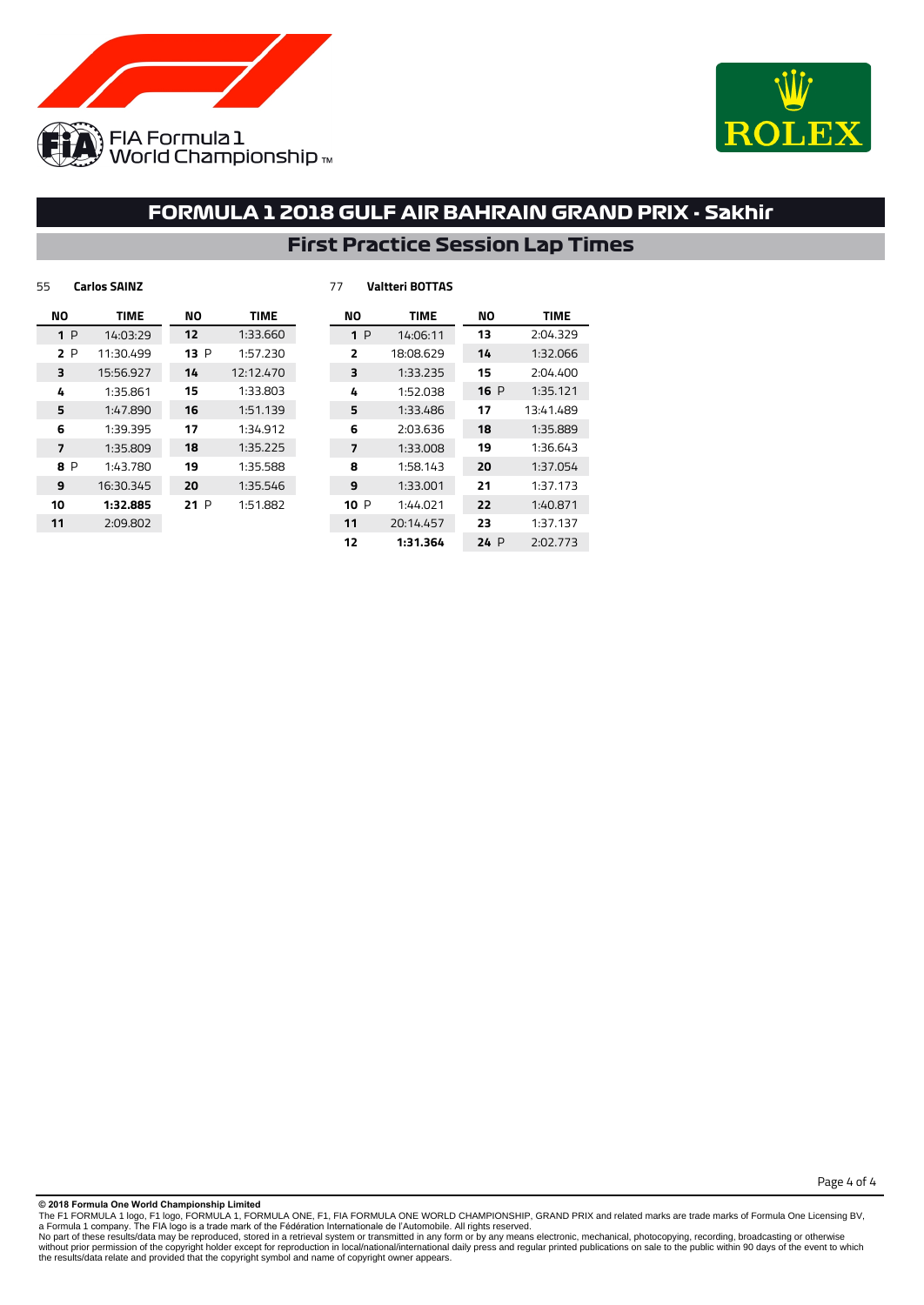FIA Formula 1 World Championship

# FORMULA 1 2018 GULF AIR BAHRAIN GRAND PRIX - Sakhir

## First Practice Session Lap Times

55 **Carlos SAINZ**

| NO | TIME | NO | TIME |
|---|---|---|---|
| 1 P | 14:03:29 | 12 | 1:33.660 |
| 2 P | 11:30.499 | 13 P | 1:57.230 |
| 3 | 15:56.927 | 14 | 12:12.470 |
| 4 | 1:35.861 | 15 | 1:33.803 |
| 5 | 1:47.890 | 16 | 1:51.139 |
| 6 | 1:39.395 | 17 | 1:34.912 |
| 7 | 1:35.809 | 18 | 1:35.225 |
| 8 P | 1:43.780 | 19 | 1:35.588 |
| 9 | 16:30.345 | 20 | 1:35.546 |
| 10 | **1:32.885** | 21 P | 1:51.882 |
| 11 | 2:09.802 | | |

77 **Valtteri BOTTAS**

| NO | TIME | NO | TIME |
|---|---|---|---|
| 1 P | 14:06:11 | 13 | 2:04.329 |
| 2 | 18:08.629 | 14 | 1:32.066 |
| 3 | 1:33.235 | 15 | 2:04.400 |
| 4 | 1:52.038 | 16 P | 1:35.121 |
| 5 | 1:33.486 | 17 | 13:41.489 |
| 6 | 2:03.636 | 18 | 1:35.889 |
| 7 | 1:33.008 | 19 | 1:36.643 |
| 8 | 1:58.143 | 20 | 1:37.054 |
| 9 | 1:33.001 | 21 | 1:37.173 |
| 10 P | 1:44.021 | 22 | 1:40.871 |
| 11 | 20:14.457 | 23 | 1:37.137 |
| 12 | **1:31.364** | 24 P | 2:02.773 |

**© 2018 Formula One World Championship Limited**
The F1 FORMULA 1 logo, F1 logo, FORMULA 1, FORMULA ONE, F1, FIA FORMULA ONE WORLD CHAMPIONSHIP, GRAND PRIX and related marks are trade marks of Formula One Licensing BV, a Formula 1 company. The FIA logo is a trade mark of the Fédération Internationale de l'Automobile. All rights reserved.
No part of these results/data may be reproduced, stored in a retrieval system or transmitted in any form or by any means electronic, mechanical, photocopying, recording, broadcasting or otherwise without prior permission of the copyright holder except for reproduction in local/national/international daily press and regular printed publications on sale to the public within 90 days of the event to which the results/data relate and provided that the copyright symbol and name of copyright owner appears.